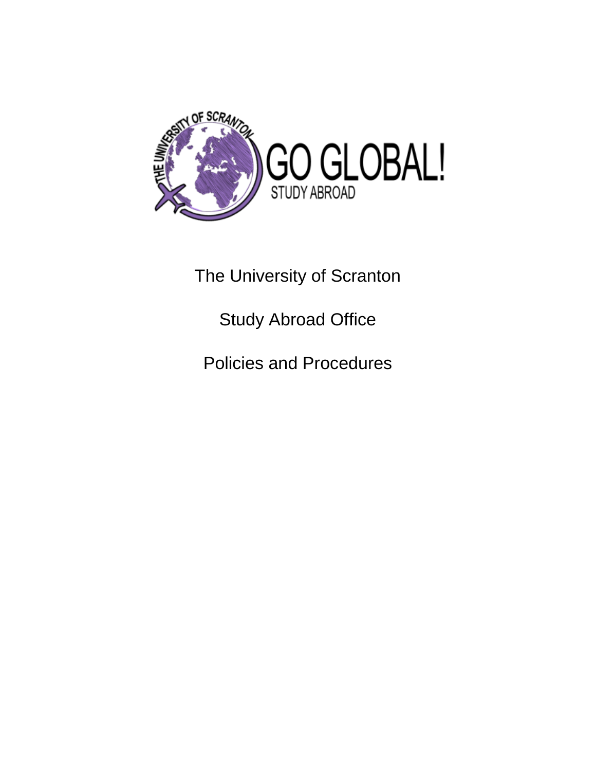The University of Scranton

Study Abroad Office

Policies and Procedures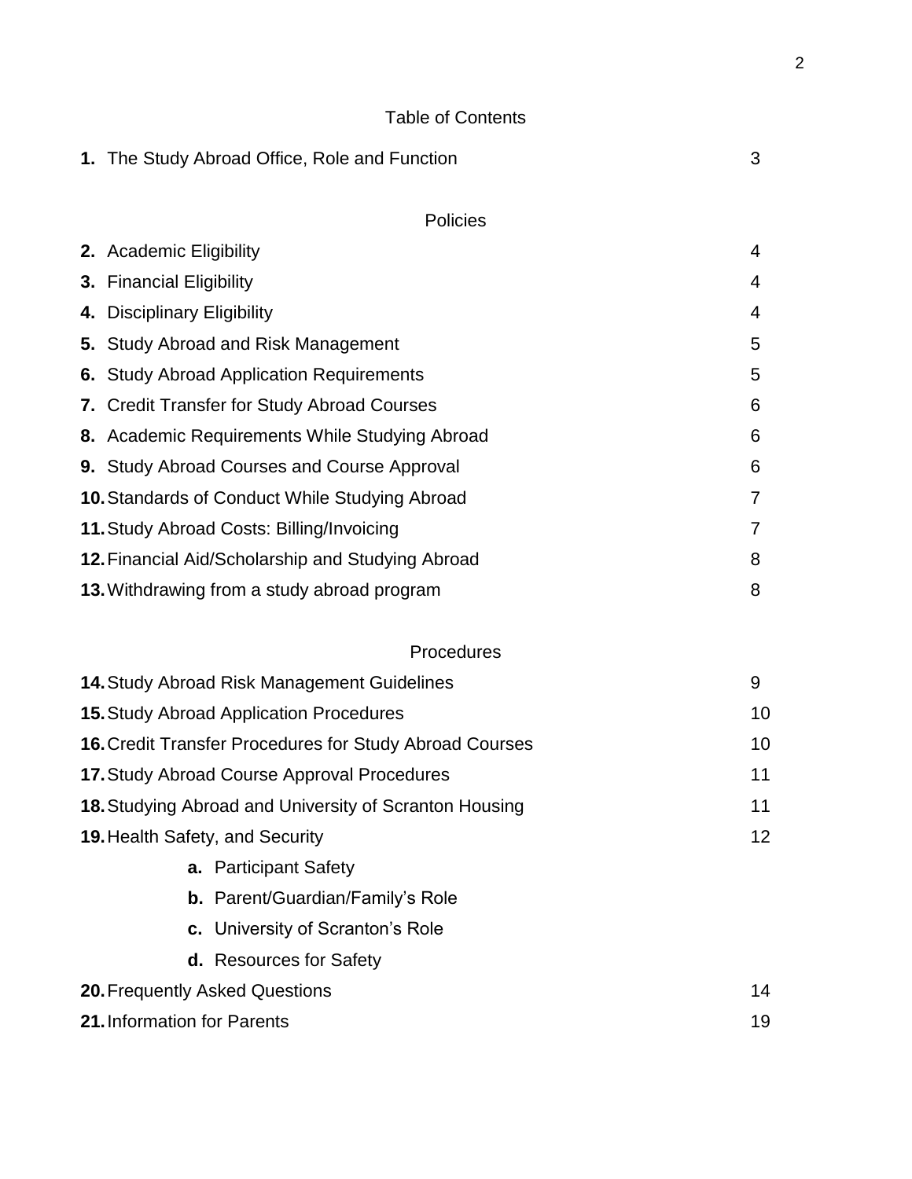# Table of Contents

| | |
|---|---|
| **1.** The Study Abroad Office, Role and Function | 3 |

## Policies

| | |
|---|---|
| **2.** Academic Eligibility | 4 |
| **3.** Financial Eligibility | 4 |
| **4.** Disciplinary Eligibility | 4 |
| **5.** Study Abroad and Risk Management | 5 |
| **6.** Study Abroad Application Requirements | 5 |
| **7.** Credit Transfer for Study Abroad Courses | 6 |
| **8.** Academic Requirements While Studying Abroad | 6 |
| **9.** Study Abroad Courses and Course Approval | 6 |
| **10.** Standards of Conduct While Studying Abroad | 7 |
| **11.** Study Abroad Costs: Billing/Invoicing | 7 |
| **12.** Financial Aid/Scholarship and Studying Abroad | 8 |
| **13.** Withdrawing from a study abroad program | 8 |

## Procedures

| | |
|---|---|
| **14.** Study Abroad Risk Management Guidelines | 9 |
| **15.** Study Abroad Application Procedures | 10 |
| **16.** Credit Transfer Procedures for Study Abroad Courses | 10 |
| **17.** Study Abroad Course Approval Procedures | 11 |
| **18.** Studying Abroad and University of Scranton Housing | 11 |
| **19.** Health Safety, and Security | 12 |
| &nbsp;&nbsp;&nbsp;&nbsp;**a.** Participant Safety | |
| &nbsp;&nbsp;&nbsp;&nbsp;**b.** Parent/Guardian/Family's Role | |
| &nbsp;&nbsp;&nbsp;&nbsp;**c.** University of Scranton's Role | |
| &nbsp;&nbsp;&nbsp;&nbsp;**d.** Resources for Safety | |
| **20.** Frequently Asked Questions | 14 |
| **21.** Information for Parents | 19 |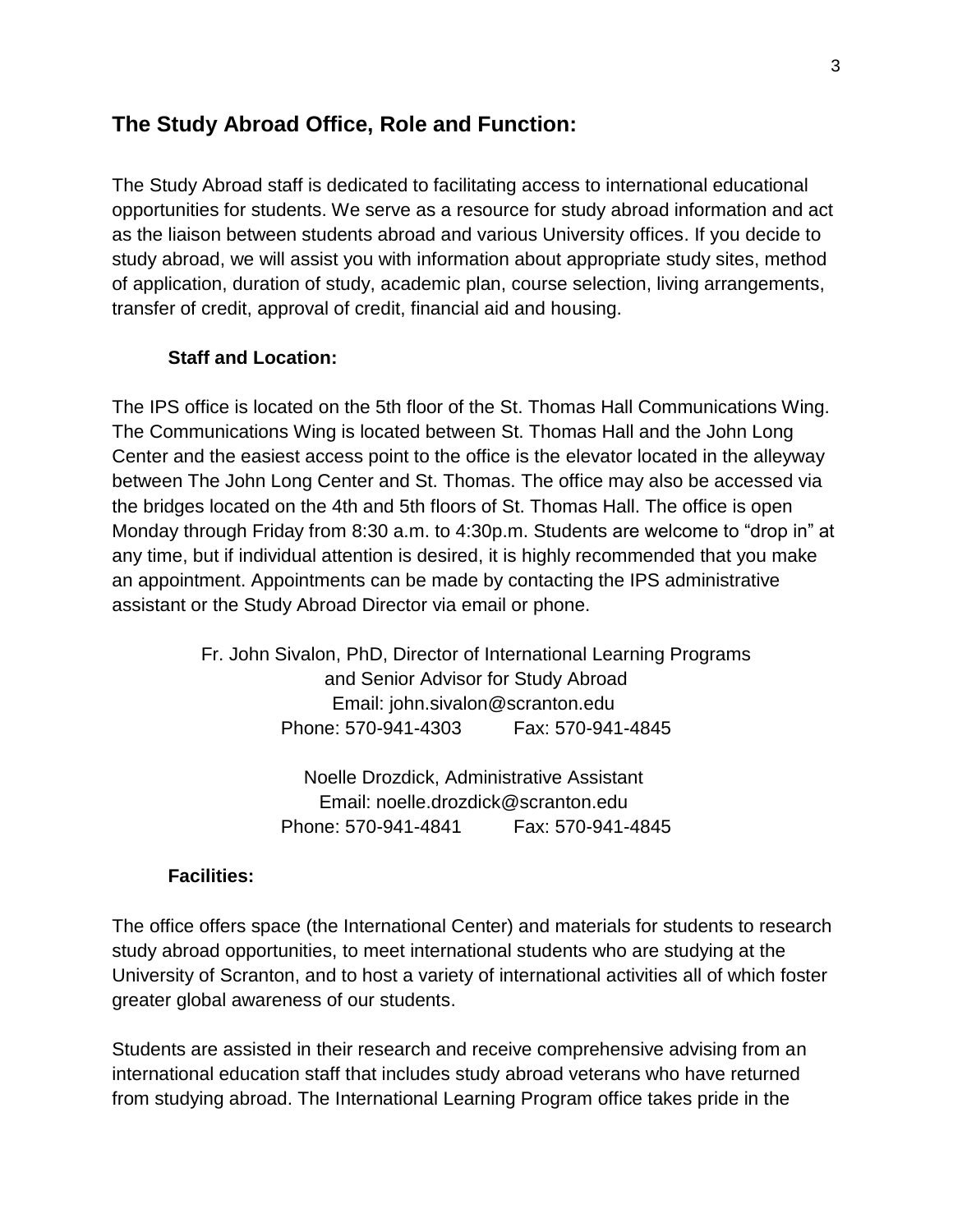## The Study Abroad Office, Role and Function:

The Study Abroad staff is dedicated to facilitating access to international educational opportunities for students. We serve as a resource for study abroad information and act as the liaison between students abroad and various University offices. If you decide to study abroad, we will assist you with information about appropriate study sites, method of application, duration of study, academic plan, course selection, living arrangements, transfer of credit, approval of credit, financial aid and housing.

### Staff and Location:

The IPS office is located on the 5th floor of the St. Thomas Hall Communications Wing. The Communications Wing is located between St. Thomas Hall and the John Long Center and the easiest access point to the office is the elevator located in the alleyway between The John Long Center and St. Thomas. The office may also be accessed via the bridges located on the 4th and 5th floors of St. Thomas Hall. The office is open Monday through Friday from 8:30 a.m. to 4:30p.m. Students are welcome to "drop in" at any time, but if individual attention is desired, it is highly recommended that you make an appointment. Appointments can be made by contacting the IPS administrative assistant or the Study Abroad Director via email or phone.

Fr. John Sivalon, PhD, Director of International Learning Programs and Senior Advisor for Study Abroad
Email: john.sivalon@scranton.edu
Phone: 570-941-4303 Fax: 570-941-4845

Noelle Drozdick, Administrative Assistant
Email: noelle.drozdick@scranton.edu
Phone: 570-941-4841 Fax: 570-941-4845

### Facilities:

The office offers space (the International Center) and materials for students to research study abroad opportunities, to meet international students who are studying at the University of Scranton, and to host a variety of international activities all of which foster greater global awareness of our students.

Students are assisted in their research and receive comprehensive advising from an international education staff that includes study abroad veterans who have returned from studying abroad. The International Learning Program office takes pride in the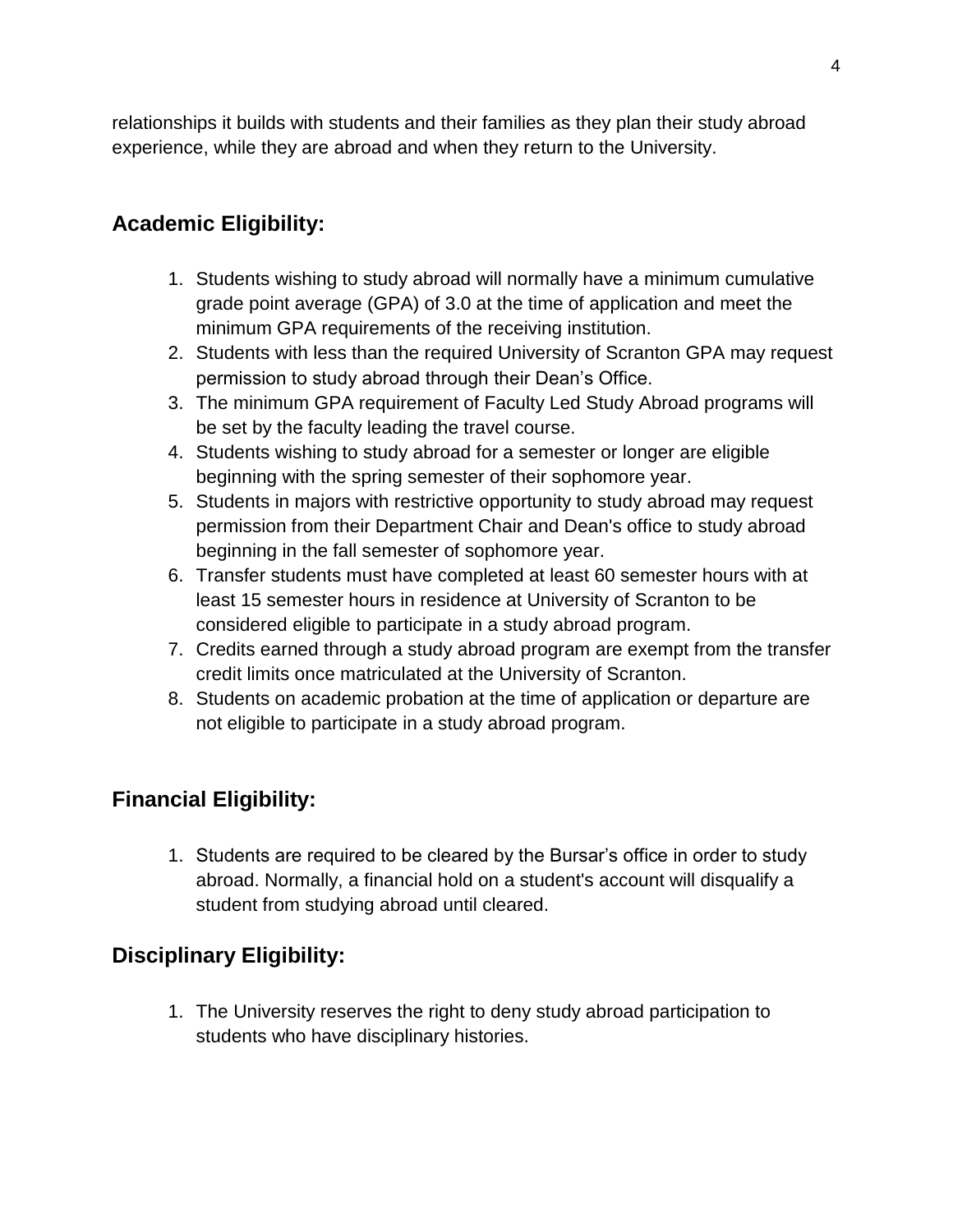relationships it builds with students and their families as they plan their study abroad experience, while they are abroad and when they return to the University.

## Academic Eligibility:

1. Students wishing to study abroad will normally have a minimum cumulative grade point average (GPA) of 3.0 at the time of application and meet the minimum GPA requirements of the receiving institution.
2. Students with less than the required University of Scranton GPA may request permission to study abroad through their Dean's Office.
3. The minimum GPA requirement of Faculty Led Study Abroad programs will be set by the faculty leading the travel course.
4. Students wishing to study abroad for a semester or longer are eligible beginning with the spring semester of their sophomore year.
5. Students in majors with restrictive opportunity to study abroad may request permission from their Department Chair and Dean's office to study abroad beginning in the fall semester of sophomore year.
6. Transfer students must have completed at least 60 semester hours with at least 15 semester hours in residence at University of Scranton to be considered eligible to participate in a study abroad program.
7. Credits earned through a study abroad program are exempt from the transfer credit limits once matriculated at the University of Scranton.
8. Students on academic probation at the time of application or departure are not eligible to participate in a study abroad program.

## Financial Eligibility:

1. Students are required to be cleared by the Bursar's office in order to study abroad. Normally, a financial hold on a student's account will disqualify a student from studying abroad until cleared.

## Disciplinary Eligibility:

1. The University reserves the right to deny study abroad participation to students who have disciplinary histories.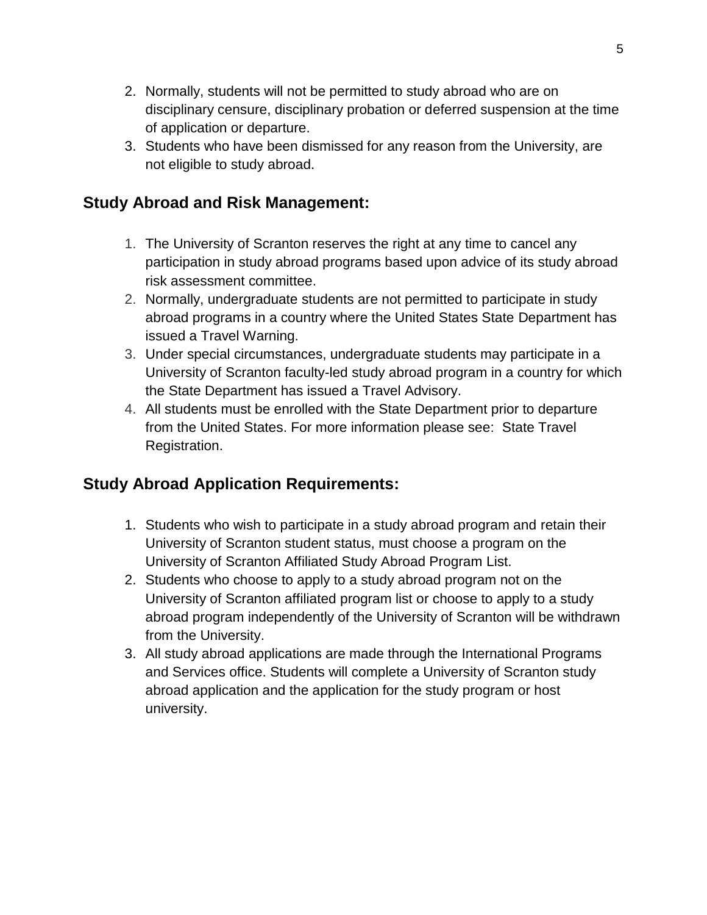2. Normally, students will not be permitted to study abroad who are on disciplinary censure, disciplinary probation or deferred suspension at the time of application or departure.
3. Students who have been dismissed for any reason from the University, are not eligible to study abroad.

## Study Abroad and Risk Management:

1. The University of Scranton reserves the right at any time to cancel any participation in study abroad programs based upon advice of its study abroad risk assessment committee.
2. Normally, undergraduate students are not permitted to participate in study abroad programs in a country where the United States State Department has issued a Travel Warning.
3. Under special circumstances, undergraduate students may participate in a University of Scranton faculty-led study abroad program in a country for which the State Department has issued a Travel Advisory.
4. All students must be enrolled with the State Department prior to departure from the United States. For more information please see: State Travel Registration.

## Study Abroad Application Requirements:

1. Students who wish to participate in a study abroad program and retain their University of Scranton student status, must choose a program on the University of Scranton Affiliated Study Abroad Program List.
2. Students who choose to apply to a study abroad program not on the University of Scranton affiliated program list or choose to apply to a study abroad program independently of the University of Scranton will be withdrawn from the University.
3. All study abroad applications are made through the International Programs and Services office. Students will complete a University of Scranton study abroad application and the application for the study program or host university.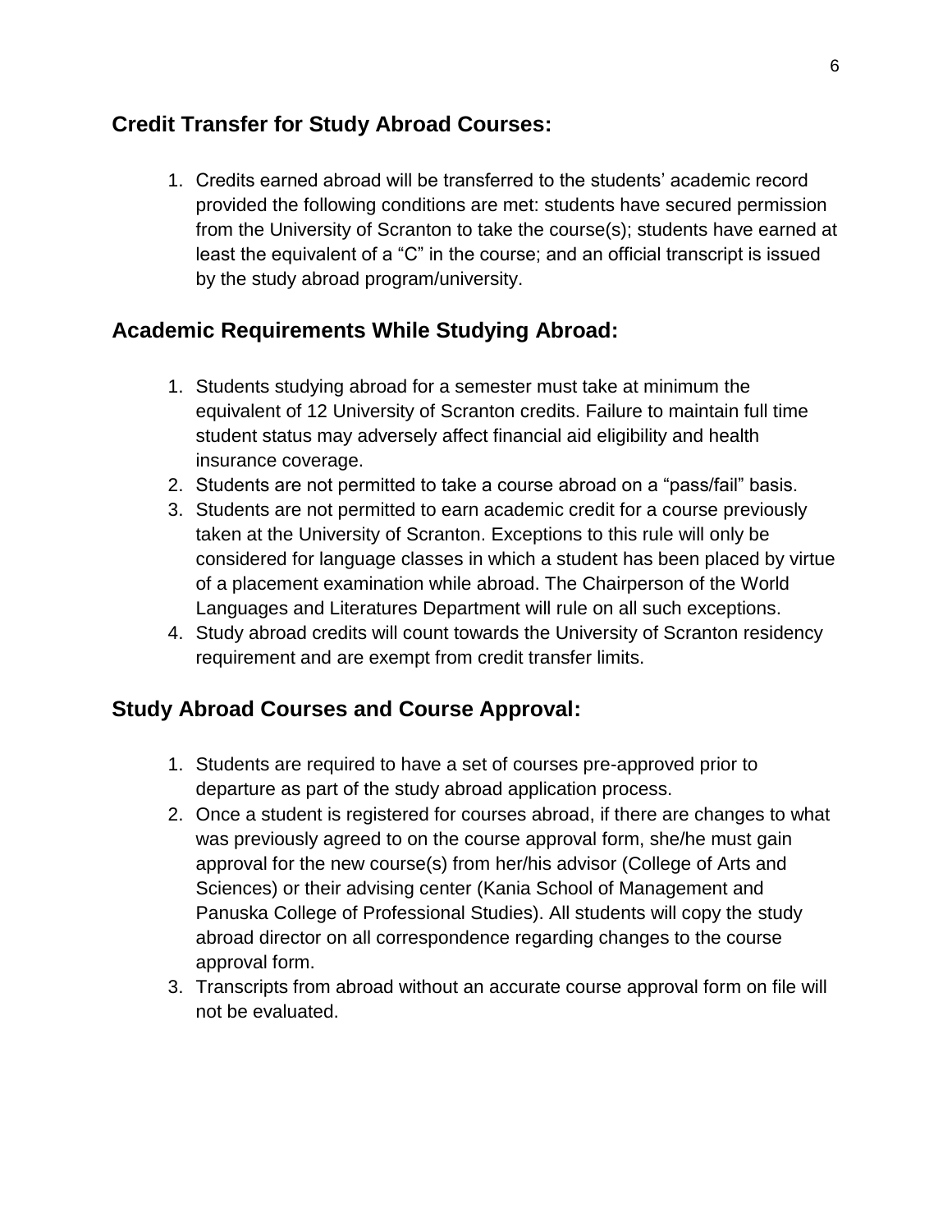## Credit Transfer for Study Abroad Courses:

1. Credits earned abroad will be transferred to the students' academic record provided the following conditions are met: students have secured permission from the University of Scranton to take the course(s); students have earned at least the equivalent of a "C" in the course; and an official transcript is issued by the study abroad program/university.

## Academic Requirements While Studying Abroad:

1. Students studying abroad for a semester must take at minimum the equivalent of 12 University of Scranton credits. Failure to maintain full time student status may adversely affect financial aid eligibility and health insurance coverage.
2. Students are not permitted to take a course abroad on a "pass/fail" basis.
3. Students are not permitted to earn academic credit for a course previously taken at the University of Scranton. Exceptions to this rule will only be considered for language classes in which a student has been placed by virtue of a placement examination while abroad. The Chairperson of the World Languages and Literatures Department will rule on all such exceptions.
4. Study abroad credits will count towards the University of Scranton residency requirement and are exempt from credit transfer limits.

## Study Abroad Courses and Course Approval:

1. Students are required to have a set of courses pre-approved prior to departure as part of the study abroad application process.
2. Once a student is registered for courses abroad, if there are changes to what was previously agreed to on the course approval form, she/he must gain approval for the new course(s) from her/his advisor (College of Arts and Sciences) or their advising center (Kania School of Management and Panuska College of Professional Studies). All students will copy the study abroad director on all correspondence regarding changes to the course approval form.
3. Transcripts from abroad without an accurate course approval form on file will not be evaluated.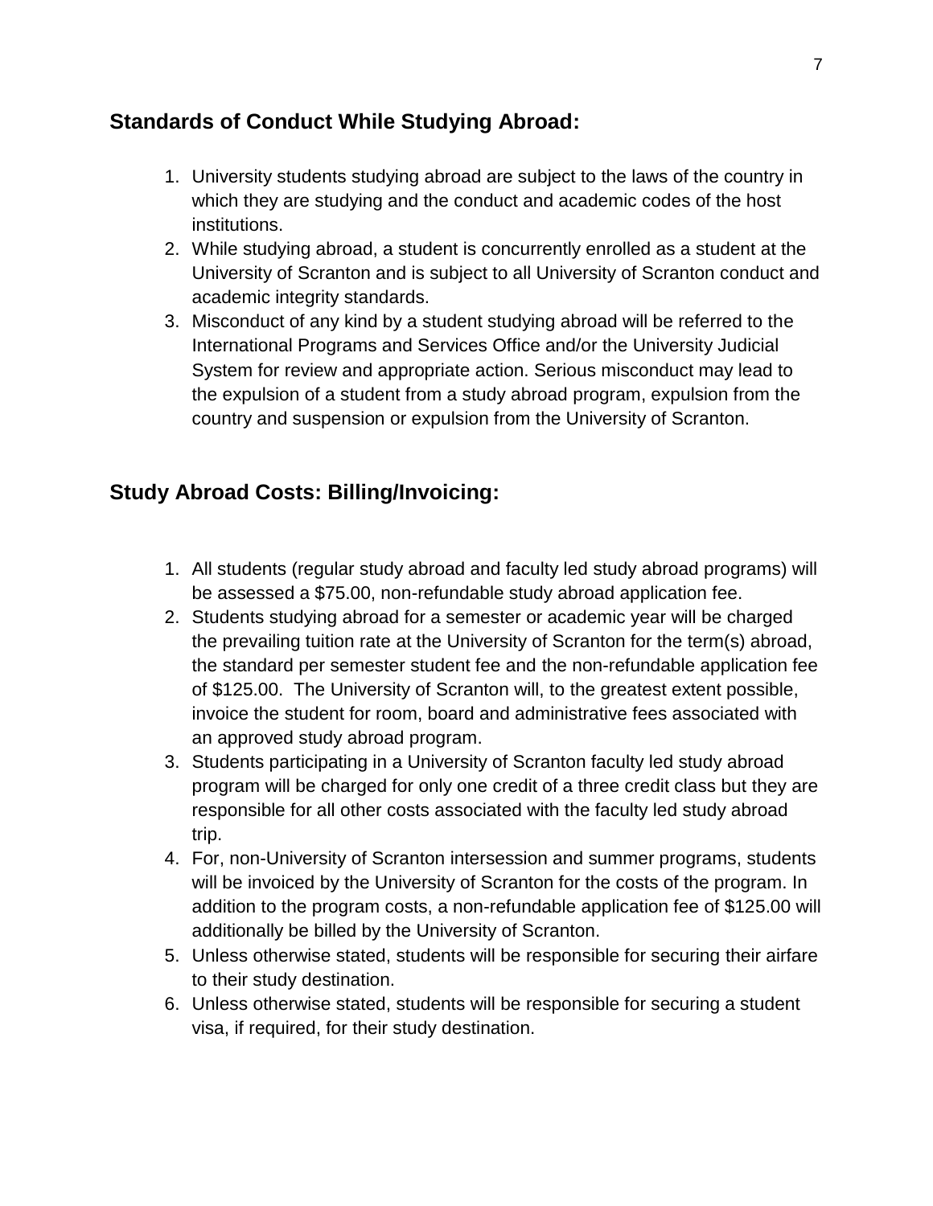## Standards of Conduct While Studying Abroad:

1. University students studying abroad are subject to the laws of the country in which they are studying and the conduct and academic codes of the host institutions.
2. While studying abroad, a student is concurrently enrolled as a student at the University of Scranton and is subject to all University of Scranton conduct and academic integrity standards.
3. Misconduct of any kind by a student studying abroad will be referred to the International Programs and Services Office and/or the University Judicial System for review and appropriate action. Serious misconduct may lead to the expulsion of a student from a study abroad program, expulsion from the country and suspension or expulsion from the University of Scranton.

## Study Abroad Costs: Billing/Invoicing:

1. All students (regular study abroad and faculty led study abroad programs) will be assessed a $75.00, non-refundable study abroad application fee.
2. Students studying abroad for a semester or academic year will be charged the prevailing tuition rate at the University of Scranton for the term(s) abroad, the standard per semester student fee and the non-refundable application fee of $125.00. The University of Scranton will, to the greatest extent possible, invoice the student for room, board and administrative fees associated with an approved study abroad program.
3. Students participating in a University of Scranton faculty led study abroad program will be charged for only one credit of a three credit class but they are responsible for all other costs associated with the faculty led study abroad trip.
4. For, non-University of Scranton intersession and summer programs, students will be invoiced by the University of Scranton for the costs of the program. In addition to the program costs, a non-refundable application fee of $125.00 will additionally be billed by the University of Scranton.
5. Unless otherwise stated, students will be responsible for securing their airfare to their study destination.
6. Unless otherwise stated, students will be responsible for securing a student visa, if required, for their study destination.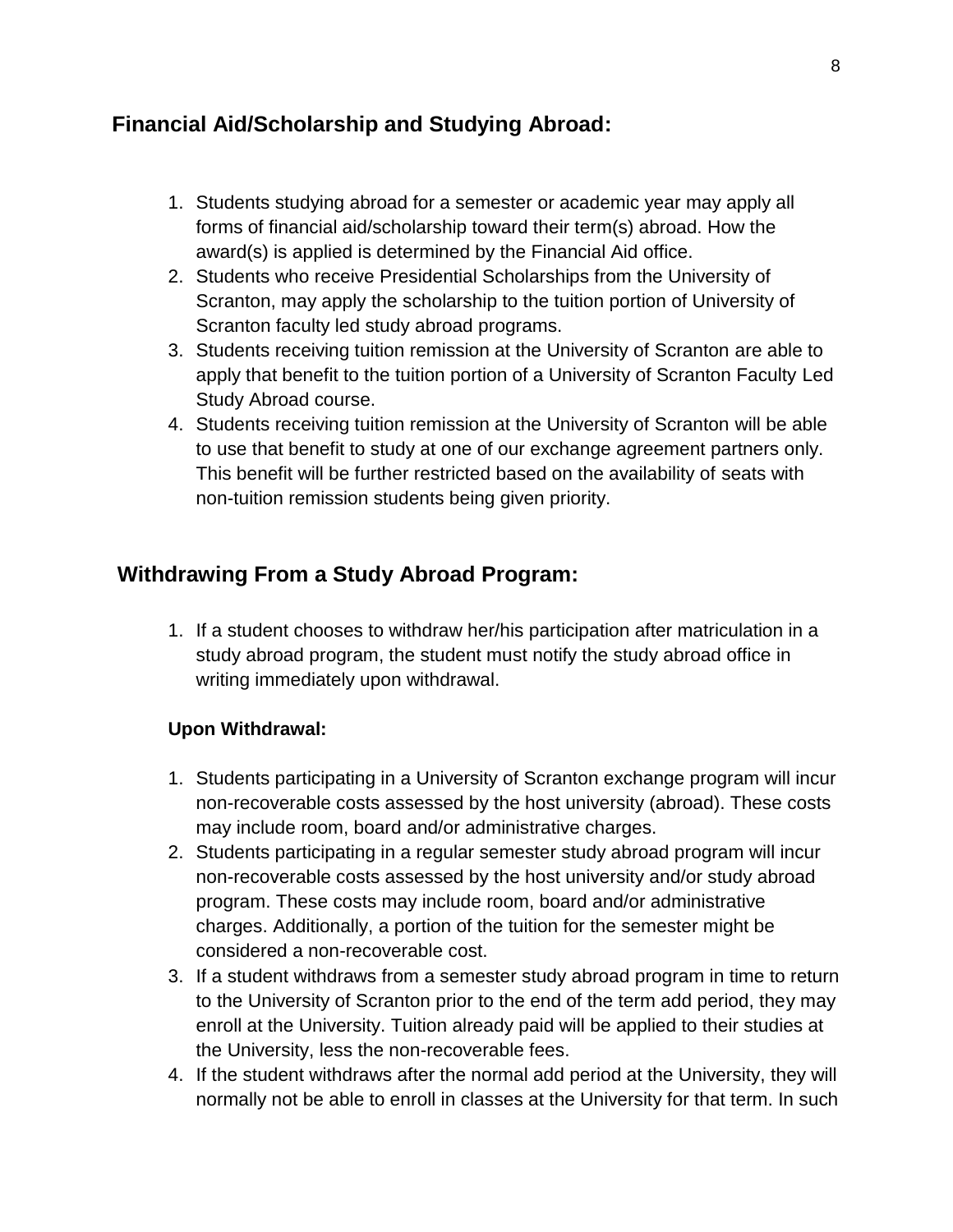## Financial Aid/Scholarship and Studying Abroad:

1. Students studying abroad for a semester or academic year may apply all forms of financial aid/scholarship toward their term(s) abroad. How the award(s) is applied is determined by the Financial Aid office.
2. Students who receive Presidential Scholarships from the University of Scranton, may apply the scholarship to the tuition portion of University of Scranton faculty led study abroad programs.
3. Students receiving tuition remission at the University of Scranton are able to apply that benefit to the tuition portion of a University of Scranton Faculty Led Study Abroad course.
4. Students receiving tuition remission at the University of Scranton will be able to use that benefit to study at one of our exchange agreement partners only. This benefit will be further restricted based on the availability of seats with non-tuition remission students being given priority.

## Withdrawing From a Study Abroad Program:

1. If a student chooses to withdraw her/his participation after matriculation in a study abroad program, the student must notify the study abroad office in writing immediately upon withdrawal.

**Upon Withdrawal:**

1. Students participating in a University of Scranton exchange program will incur non-recoverable costs assessed by the host university (abroad). These costs may include room, board and/or administrative charges.
2. Students participating in a regular semester study abroad program will incur non-recoverable costs assessed by the host university and/or study abroad program. These costs may include room, board and/or administrative charges. Additionally, a portion of the tuition for the semester might be considered a non-recoverable cost.
3. If a student withdraws from a semester study abroad program in time to return to the University of Scranton prior to the end of the term add period, they may enroll at the University. Tuition already paid will be applied to their studies at the University, less the non-recoverable fees.
4. If the student withdraws after the normal add period at the University, they will normally not be able to enroll in classes at the University for that term. In such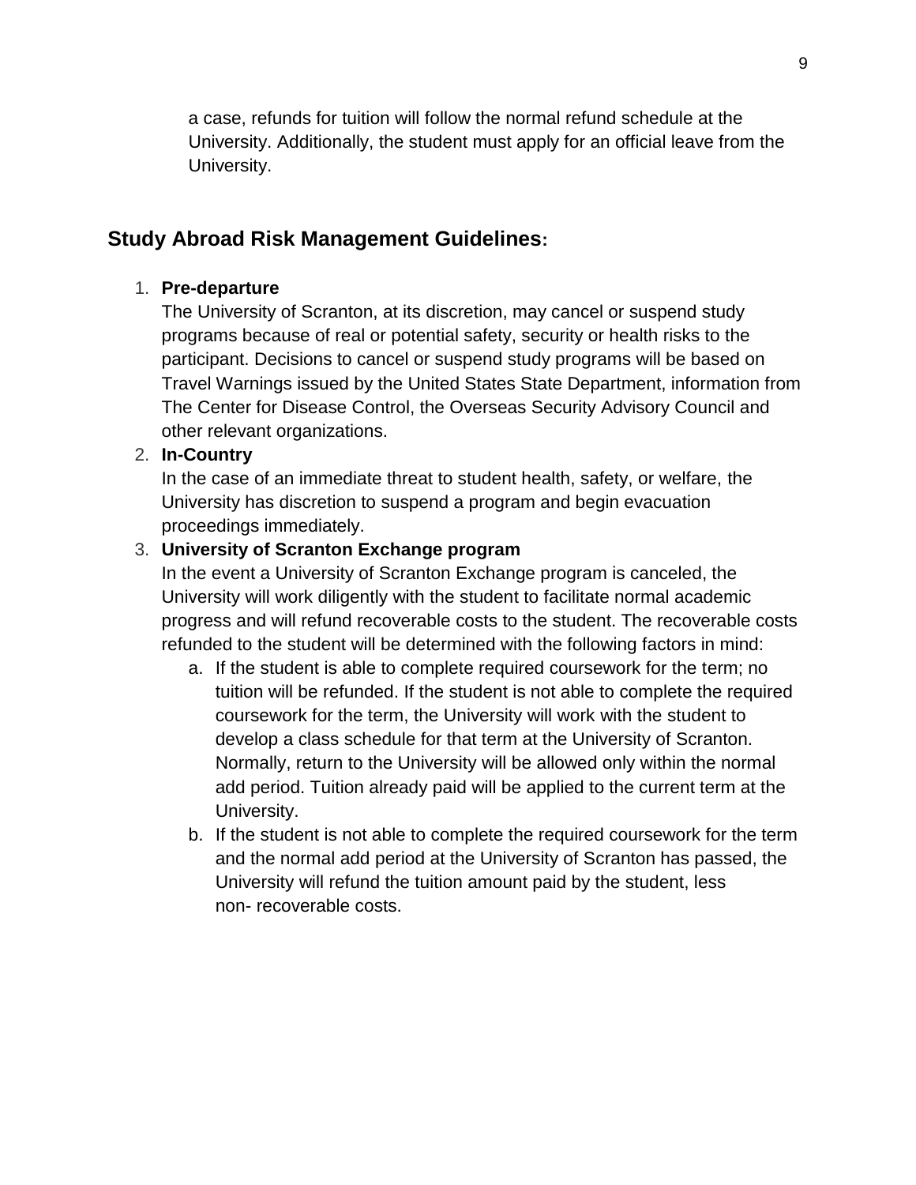a case, refunds for tuition will follow the normal refund schedule at the University. Additionally, the student must apply for an official leave from the University.

## Study Abroad Risk Management Guidelines:

1. **Pre-departure**
   The University of Scranton, at its discretion, may cancel or suspend study programs because of real or potential safety, security or health risks to the participant. Decisions to cancel or suspend study programs will be based on Travel Warnings issued by the United States State Department, information from The Center for Disease Control, the Overseas Security Advisory Council and other relevant organizations.
2. **In-Country**
   In the case of an immediate threat to student health, safety, or welfare, the University has discretion to suspend a program and begin evacuation proceedings immediately.
3. **University of Scranton Exchange program**
   In the event a University of Scranton Exchange program is canceled, the University will work diligently with the student to facilitate normal academic progress and will refund recoverable costs to the student. The recoverable costs refunded to the student will be determined with the following factors in mind:
   a. If the student is able to complete required coursework for the term; no tuition will be refunded. If the student is not able to complete the required coursework for the term, the University will work with the student to develop a class schedule for that term at the University of Scranton. Normally, return to the University will be allowed only within the normal add period. Tuition already paid will be applied to the current term at the University.
   b. If the student is not able to complete the required coursework for the term and the normal add period at the University of Scranton has passed, the University will refund the tuition amount paid by the student, less non- recoverable costs.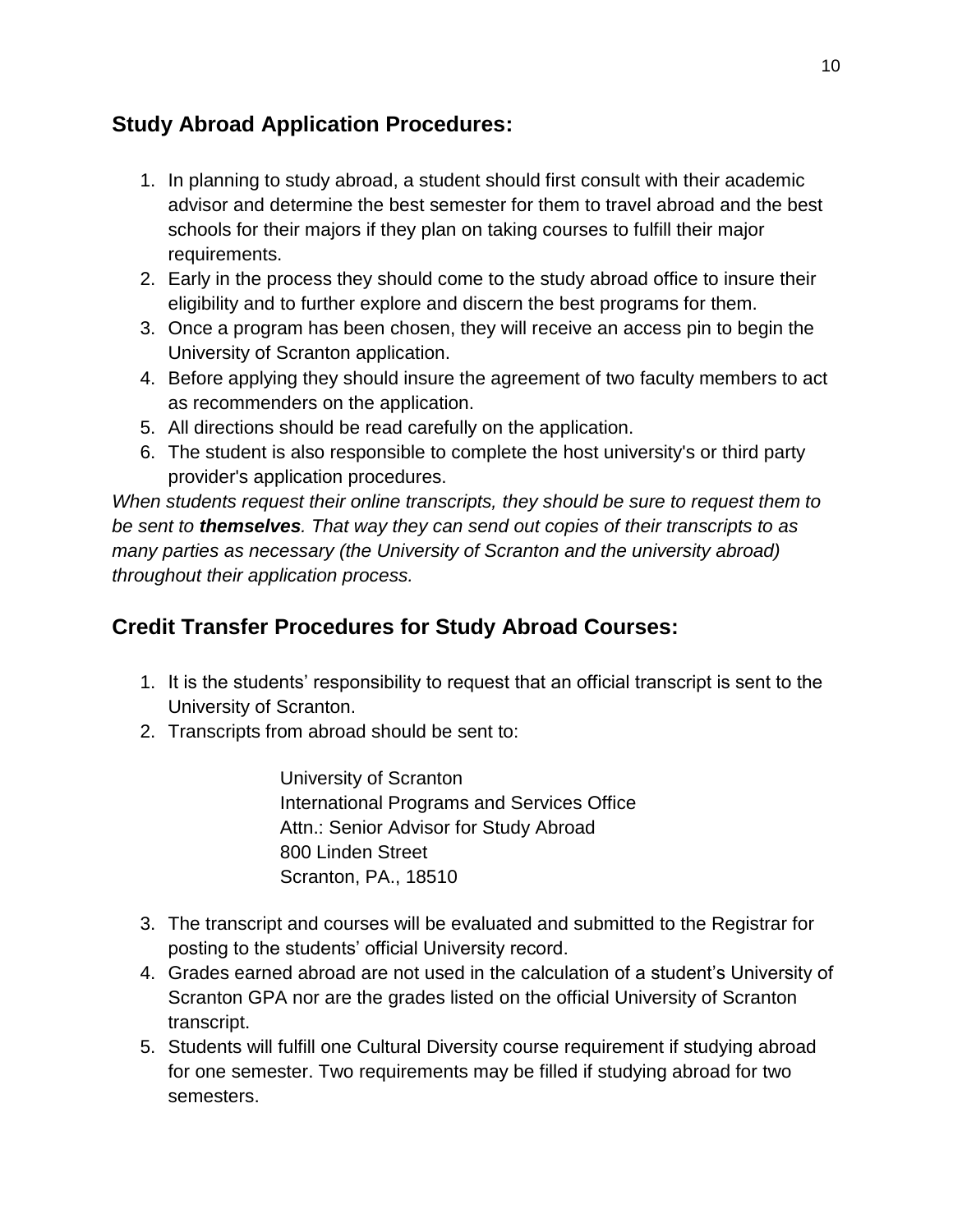## Study Abroad Application Procedures:

1. In planning to study abroad, a student should first consult with their academic advisor and determine the best semester for them to travel abroad and the best schools for their majors if they plan on taking courses to fulfill their major requirements.
2. Early in the process they should come to the study abroad office to insure their eligibility and to further explore and discern the best programs for them.
3. Once a program has been chosen, they will receive an access pin to begin the University of Scranton application.
4. Before applying they should insure the agreement of two faculty members to act as recommenders on the application.
5. All directions should be read carefully on the application.
6. The student is also responsible to complete the host university's or third party provider's application procedures.

*When students request their online transcripts, they should be sure to request them to be sent to **themselves**. That way they can send out copies of their transcripts to as many parties as necessary (the University of Scranton and the university abroad) throughout their application process.*

## Credit Transfer Procedures for Study Abroad Courses:

1. It is the students' responsibility to request that an official transcript is sent to the University of Scranton.
2. Transcripts from abroad should be sent to:

   University of Scranton
   International Programs and Services Office
   Attn.: Senior Advisor for Study Abroad
   800 Linden Street
   Scranton, PA., 18510

3. The transcript and courses will be evaluated and submitted to the Registrar for posting to the students' official University record.
4. Grades earned abroad are not used in the calculation of a student's University of Scranton GPA nor are the grades listed on the official University of Scranton transcript.
5. Students will fulfill one Cultural Diversity course requirement if studying abroad for one semester. Two requirements may be filled if studying abroad for two semesters.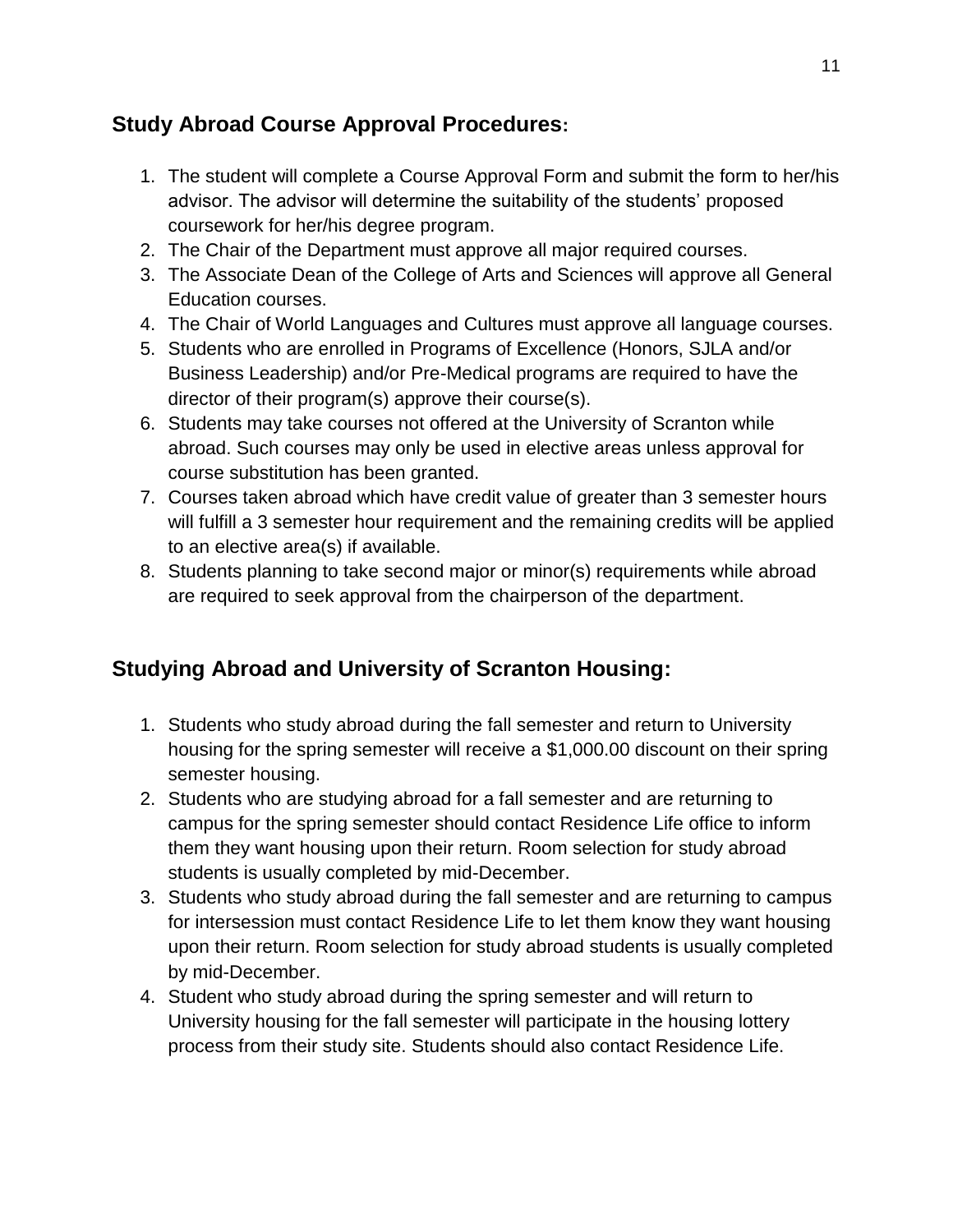## Study Abroad Course Approval Procedures:

1. The student will complete a Course Approval Form and submit the form to her/his advisor. The advisor will determine the suitability of the students' proposed coursework for her/his degree program.
2. The Chair of the Department must approve all major required courses.
3. The Associate Dean of the College of Arts and Sciences will approve all General Education courses.
4. The Chair of World Languages and Cultures must approve all language courses.
5. Students who are enrolled in Programs of Excellence (Honors, SJLA and/or Business Leadership) and/or Pre-Medical programs are required to have the director of their program(s) approve their course(s).
6. Students may take courses not offered at the University of Scranton while abroad. Such courses may only be used in elective areas unless approval for course substitution has been granted.
7. Courses taken abroad which have credit value of greater than 3 semester hours will fulfill a 3 semester hour requirement and the remaining credits will be applied to an elective area(s) if available.
8. Students planning to take second major or minor(s) requirements while abroad are required to seek approval from the chairperson of the department.

## Studying Abroad and University of Scranton Housing:

1. Students who study abroad during the fall semester and return to University housing for the spring semester will receive a $1,000.00 discount on their spring semester housing.
2. Students who are studying abroad for a fall semester and are returning to campus for the spring semester should contact Residence Life office to inform them they want housing upon their return. Room selection for study abroad students is usually completed by mid-December.
3. Students who study abroad during the fall semester and are returning to campus for intersession must contact Residence Life to let them know they want housing upon their return. Room selection for study abroad students is usually completed by mid-December.
4. Student who study abroad during the spring semester and will return to University housing for the fall semester will participate in the housing lottery process from their study site. Students should also contact Residence Life.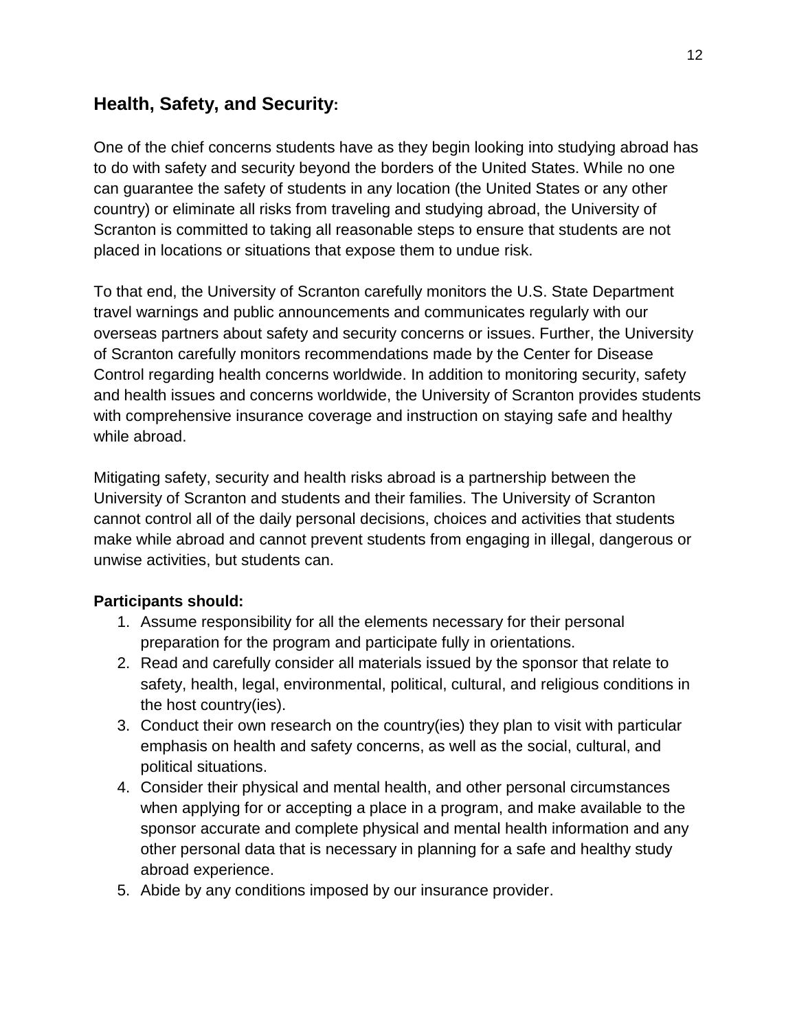## Health, Safety, and Security:

One of the chief concerns students have as they begin looking into studying abroad has to do with safety and security beyond the borders of the United States. While no one can guarantee the safety of students in any location (the United States or any other country) or eliminate all risks from traveling and studying abroad, the University of Scranton is committed to taking all reasonable steps to ensure that students are not placed in locations or situations that expose them to undue risk.

To that end, the University of Scranton carefully monitors the U.S. State Department travel warnings and public announcements and communicates regularly with our overseas partners about safety and security concerns or issues. Further, the University of Scranton carefully monitors recommendations made by the Center for Disease Control regarding health concerns worldwide. In addition to monitoring security, safety and health issues and concerns worldwide, the University of Scranton provides students with comprehensive insurance coverage and instruction on staying safe and healthy while abroad.

Mitigating safety, security and health risks abroad is a partnership between the University of Scranton and students and their families. The University of Scranton cannot control all of the daily personal decisions, choices and activities that students make while abroad and cannot prevent students from engaging in illegal, dangerous or unwise activities, but students can.

**Participants should:**

1. Assume responsibility for all the elements necessary for their personal preparation for the program and participate fully in orientations.
2. Read and carefully consider all materials issued by the sponsor that relate to safety, health, legal, environmental, political, cultural, and religious conditions in the host country(ies).
3. Conduct their own research on the country(ies) they plan to visit with particular emphasis on health and safety concerns, as well as the social, cultural, and political situations.
4. Consider their physical and mental health, and other personal circumstances when applying for or accepting a place in a program, and make available to the sponsor accurate and complete physical and mental health information and any other personal data that is necessary in planning for a safe and healthy study abroad experience.
5. Abide by any conditions imposed by our insurance provider.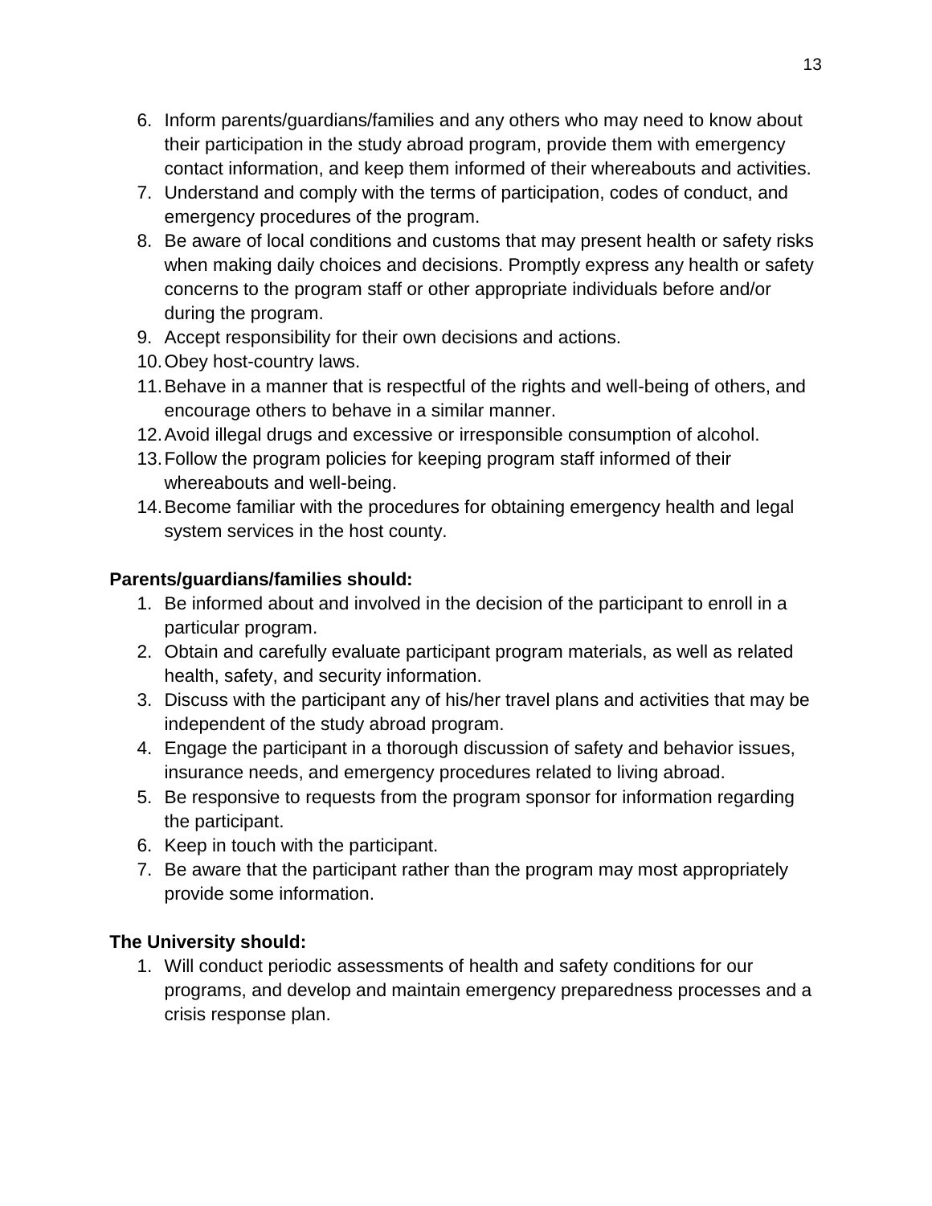6. Inform parents/guardians/families and any others who may need to know about their participation in the study abroad program, provide them with emergency contact information, and keep them informed of their whereabouts and activities.
7. Understand and comply with the terms of participation, codes of conduct, and emergency procedures of the program.
8. Be aware of local conditions and customs that may present health or safety risks when making daily choices and decisions. Promptly express any health or safety concerns to the program staff or other appropriate individuals before and/or during the program.
9. Accept responsibility for their own decisions and actions.
10. Obey host-country laws.
11. Behave in a manner that is respectful of the rights and well-being of others, and encourage others to behave in a similar manner.
12. Avoid illegal drugs and excessive or irresponsible consumption of alcohol.
13. Follow the program policies for keeping program staff informed of their whereabouts and well-being.
14. Become familiar with the procedures for obtaining emergency health and legal system services in the host county.

**Parents/guardians/families should:**

1. Be informed about and involved in the decision of the participant to enroll in a particular program.
2. Obtain and carefully evaluate participant program materials, as well as related health, safety, and security information.
3. Discuss with the participant any of his/her travel plans and activities that may be independent of the study abroad program.
4. Engage the participant in a thorough discussion of safety and behavior issues, insurance needs, and emergency procedures related to living abroad.
5. Be responsive to requests from the program sponsor for information regarding the participant.
6. Keep in touch with the participant.
7. Be aware that the participant rather than the program may most appropriately provide some information.

**The University should:**

1. Will conduct periodic assessments of health and safety conditions for our programs, and develop and maintain emergency preparedness processes and a crisis response plan.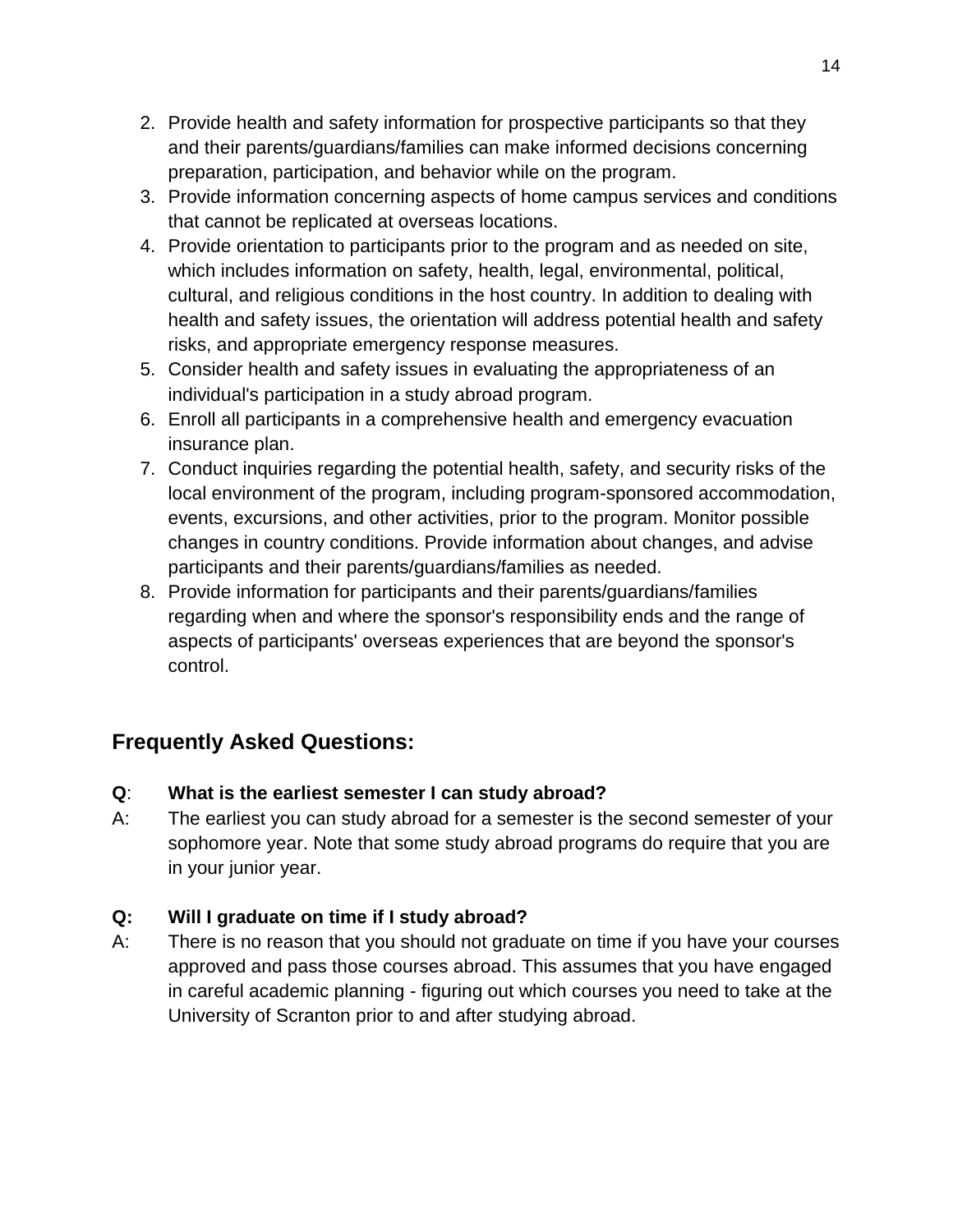2. Provide health and safety information for prospective participants so that they and their parents/guardians/families can make informed decisions concerning preparation, participation, and behavior while on the program.
3. Provide information concerning aspects of home campus services and conditions that cannot be replicated at overseas locations.
4. Provide orientation to participants prior to the program and as needed on site, which includes information on safety, health, legal, environmental, political, cultural, and religious conditions in the host country. In addition to dealing with health and safety issues, the orientation will address potential health and safety risks, and appropriate emergency response measures.
5. Consider health and safety issues in evaluating the appropriateness of an individual's participation in a study abroad program.
6. Enroll all participants in a comprehensive health and emergency evacuation insurance plan.
7. Conduct inquiries regarding the potential health, safety, and security risks of the local environment of the program, including program-sponsored accommodation, events, excursions, and other activities, prior to the program. Monitor possible changes in country conditions. Provide information about changes, and advise participants and their parents/guardians/families as needed.
8. Provide information for participants and their parents/guardians/families regarding when and where the sponsor's responsibility ends and the range of aspects of participants' overseas experiences that are beyond the sponsor's control.

## Frequently Asked Questions:

**Q**: **What is the earliest semester I can study abroad?**

A: The earliest you can study abroad for a semester is the second semester of your sophomore year. Note that some study abroad programs do require that you are in your junior year.

**Q: Will I graduate on time if I study abroad?**

A: There is no reason that you should not graduate on time if you have your courses approved and pass those courses abroad. This assumes that you have engaged in careful academic planning - figuring out which courses you need to take at the University of Scranton prior to and after studying abroad.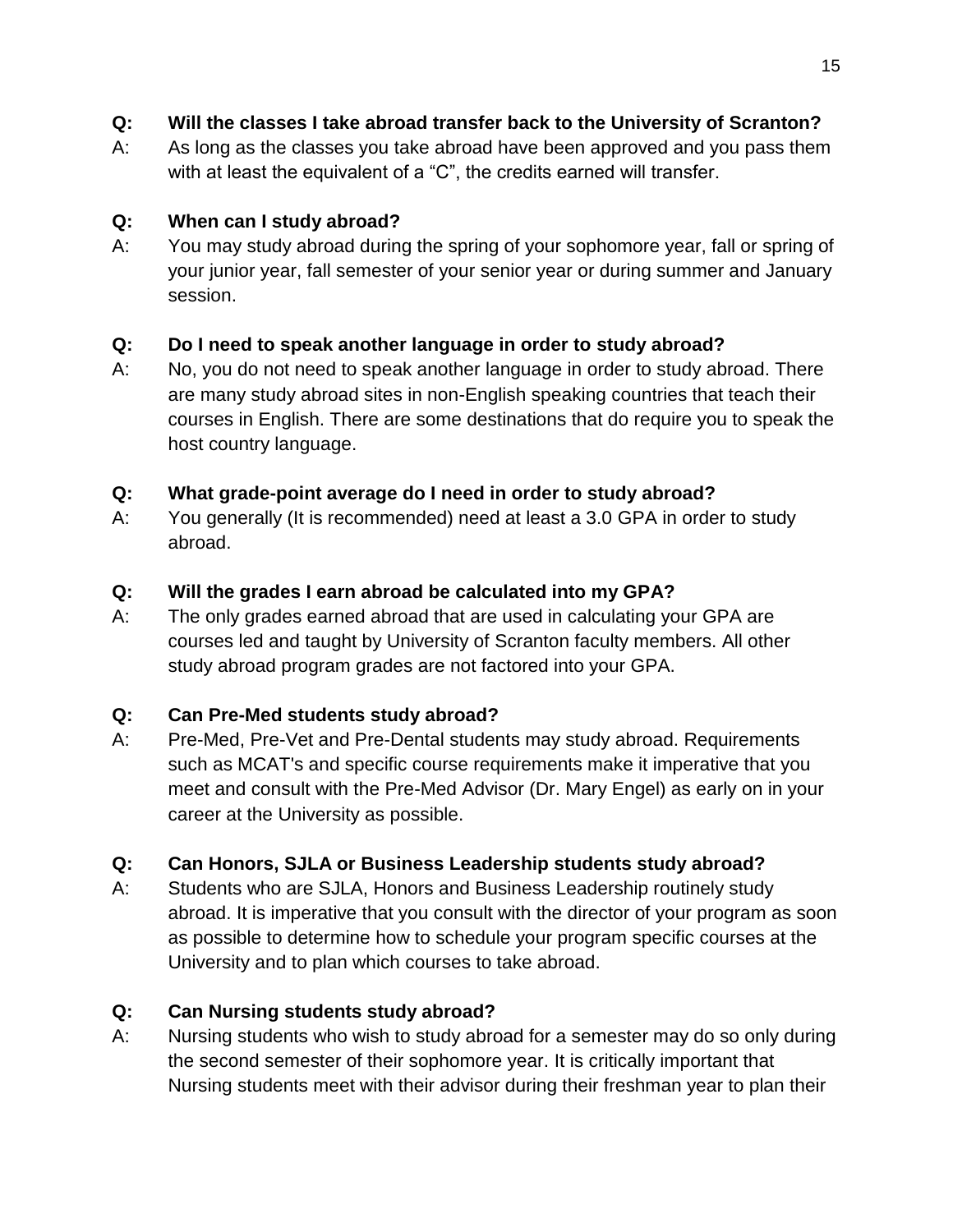**Q: Will the classes I take abroad transfer back to the University of Scranton?**

A: As long as the classes you take abroad have been approved and you pass them with at least the equivalent of a "C", the credits earned will transfer.

**Q: When can I study abroad?**

A: You may study abroad during the spring of your sophomore year, fall or spring of your junior year, fall semester of your senior year or during summer and January session.

**Q: Do I need to speak another language in order to study abroad?**

A: No, you do not need to speak another language in order to study abroad. There are many study abroad sites in non-English speaking countries that teach their courses in English. There are some destinations that do require you to speak the host country language.

**Q: What grade-point average do I need in order to study abroad?**

A: You generally (It is recommended) need at least a 3.0 GPA in order to study abroad.

**Q: Will the grades I earn abroad be calculated into my GPA?**

A: The only grades earned abroad that are used in calculating your GPA are courses led and taught by University of Scranton faculty members. All other study abroad program grades are not factored into your GPA.

**Q: Can Pre-Med students study abroad?**

A: Pre-Med, Pre-Vet and Pre-Dental students may study abroad. Requirements such as MCAT's and specific course requirements make it imperative that you meet and consult with the Pre-Med Advisor (Dr. Mary Engel) as early on in your career at the University as possible.

**Q: Can Honors, SJLA or Business Leadership students study abroad?**

A: Students who are SJLA, Honors and Business Leadership routinely study abroad. It is imperative that you consult with the director of your program as soon as possible to determine how to schedule your program specific courses at the University and to plan which courses to take abroad.

**Q: Can Nursing students study abroad?**

A: Nursing students who wish to study abroad for a semester may do so only during the second semester of their sophomore year. It is critically important that Nursing students meet with their advisor during their freshman year to plan their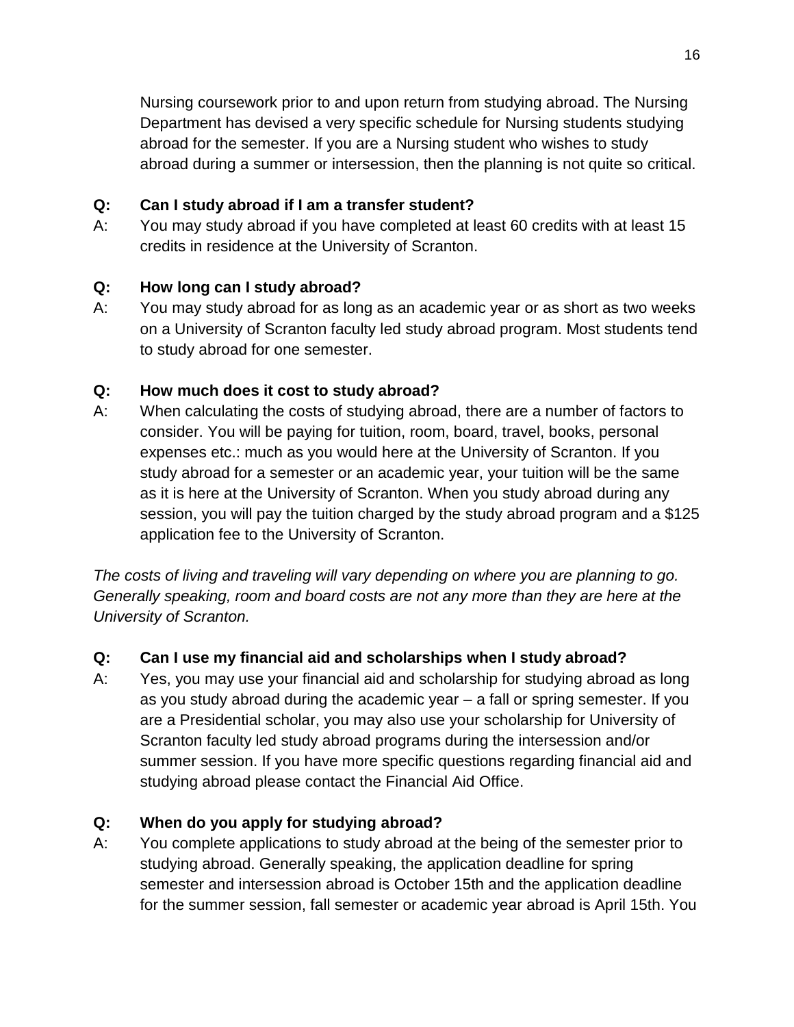Nursing coursework prior to and upon return from studying abroad. The Nursing Department has devised a very specific schedule for Nursing students studying abroad for the semester. If you are a Nursing student who wishes to study abroad during a summer or intersession, then the planning is not quite so critical.

**Q: Can I study abroad if I am a transfer student?**

A: You may study abroad if you have completed at least 60 credits with at least 15 credits in residence at the University of Scranton.

**Q: How long can I study abroad?**

A: You may study abroad for as long as an academic year or as short as two weeks on a University of Scranton faculty led study abroad program. Most students tend to study abroad for one semester.

**Q: How much does it cost to study abroad?**

A: When calculating the costs of studying abroad, there are a number of factors to consider. You will be paying for tuition, room, board, travel, books, personal expenses etc.: much as you would here at the University of Scranton. If you study abroad for a semester or an academic year, your tuition will be the same as it is here at the University of Scranton. When you study abroad during any session, you will pay the tuition charged by the study abroad program and a $125 application fee to the University of Scranton.

*The costs of living and traveling will vary depending on where you are planning to go. Generally speaking, room and board costs are not any more than they are here at the University of Scranton.*

**Q: Can I use my financial aid and scholarships when I study abroad?**

A: Yes, you may use your financial aid and scholarship for studying abroad as long as you study abroad during the academic year – a fall or spring semester. If you are a Presidential scholar, you may also use your scholarship for University of Scranton faculty led study abroad programs during the intersession and/or summer session. If you have more specific questions regarding financial aid and studying abroad please contact the Financial Aid Office.

**Q: When do you apply for studying abroad?**

A: You complete applications to study abroad at the being of the semester prior to studying abroad. Generally speaking, the application deadline for spring semester and intersession abroad is October 15th and the application deadline for the summer session, fall semester or academic year abroad is April 15th. You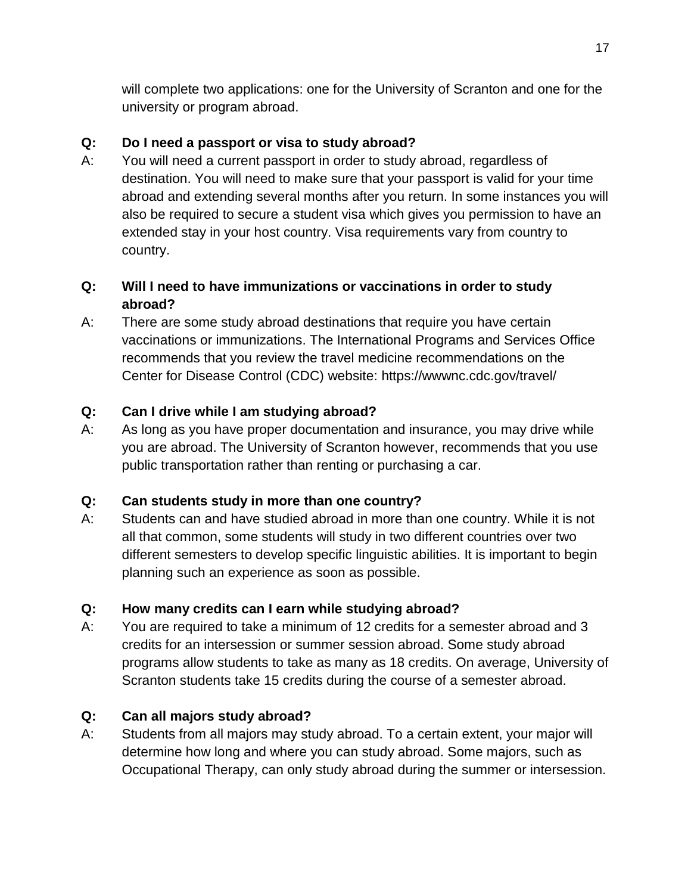will complete two applications: one for the University of Scranton and one for the university or program abroad.

**Q: Do I need a passport or visa to study abroad?**

A: You will need a current passport in order to study abroad, regardless of destination. You will need to make sure that your passport is valid for your time abroad and extending several months after you return. In some instances you will also be required to secure a student visa which gives you permission to have an extended stay in your host country. Visa requirements vary from country to country.

**Q: Will I need to have immunizations or vaccinations in order to study abroad?**

A: There are some study abroad destinations that require you have certain vaccinations or immunizations. The International Programs and Services Office recommends that you review the travel medicine recommendations on the Center for Disease Control (CDC) website: https://wwwnc.cdc.gov/travel/

**Q: Can I drive while I am studying abroad?**

A: As long as you have proper documentation and insurance, you may drive while you are abroad. The University of Scranton however, recommends that you use public transportation rather than renting or purchasing a car.

**Q: Can students study in more than one country?**

A: Students can and have studied abroad in more than one country. While it is not all that common, some students will study in two different countries over two different semesters to develop specific linguistic abilities. It is important to begin planning such an experience as soon as possible.

**Q: How many credits can I earn while studying abroad?**

A: You are required to take a minimum of 12 credits for a semester abroad and 3 credits for an intersession or summer session abroad. Some study abroad programs allow students to take as many as 18 credits. On average, University of Scranton students take 15 credits during the course of a semester abroad.

**Q: Can all majors study abroad?**

A: Students from all majors may study abroad. To a certain extent, your major will determine how long and where you can study abroad. Some majors, such as Occupational Therapy, can only study abroad during the summer or intersession.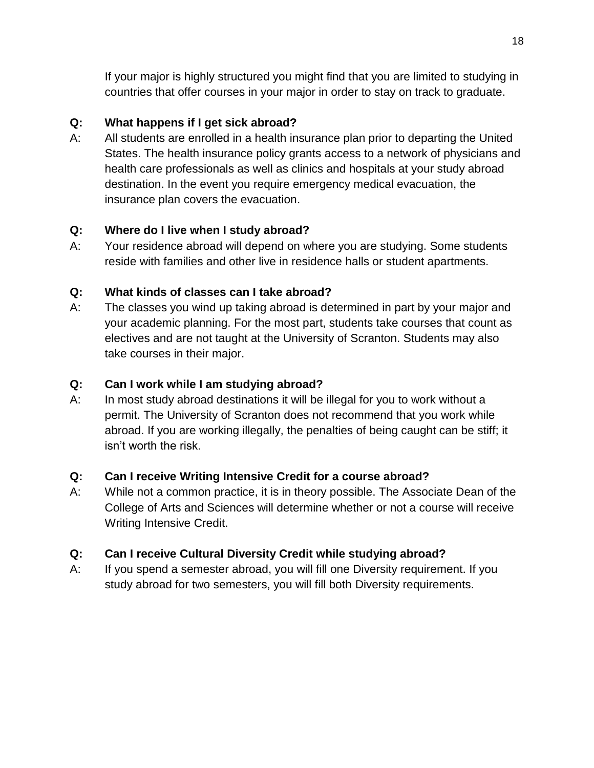If your major is highly structured you might find that you are limited to studying in countries that offer courses in your major in order to stay on track to graduate.

**Q: What happens if I get sick abroad?**

A: All students are enrolled in a health insurance plan prior to departing the United States. The health insurance policy grants access to a network of physicians and health care professionals as well as clinics and hospitals at your study abroad destination. In the event you require emergency medical evacuation, the insurance plan covers the evacuation.

**Q: Where do I live when I study abroad?**

A: Your residence abroad will depend on where you are studying. Some students reside with families and other live in residence halls or student apartments.

**Q: What kinds of classes can I take abroad?**

A: The classes you wind up taking abroad is determined in part by your major and your academic planning. For the most part, students take courses that count as electives and are not taught at the University of Scranton. Students may also take courses in their major.

**Q: Can I work while I am studying abroad?**

A: In most study abroad destinations it will be illegal for you to work without a permit. The University of Scranton does not recommend that you work while abroad. If you are working illegally, the penalties of being caught can be stiff; it isn't worth the risk.

**Q: Can I receive Writing Intensive Credit for a course abroad?**

A: While not a common practice, it is in theory possible. The Associate Dean of the College of Arts and Sciences will determine whether or not a course will receive Writing Intensive Credit.

**Q: Can I receive Cultural Diversity Credit while studying abroad?**

A: If you spend a semester abroad, you will fill one Diversity requirement. If you study abroad for two semesters, you will fill both Diversity requirements.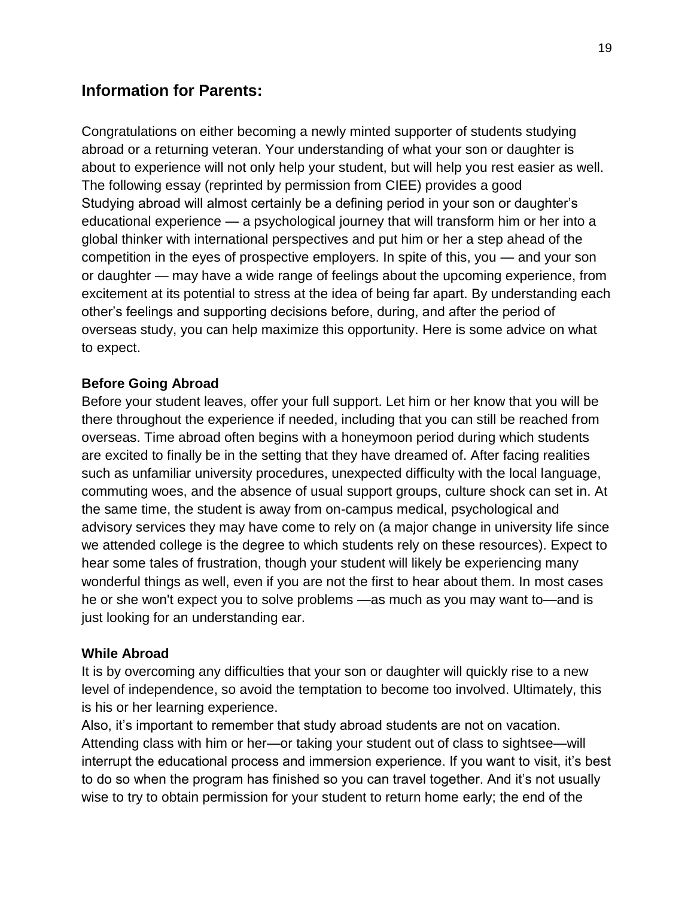## Information for Parents:

Congratulations on either becoming a newly minted supporter of students studying abroad or a returning veteran. Your understanding of what your son or daughter is about to experience will not only help your student, but will help you rest easier as well. The following essay (reprinted by permission from CIEE) provides a good
Studying abroad will almost certainly be a defining period in your son or daughter's educational experience — a psychological journey that will transform him or her into a global thinker with international perspectives and put him or her a step ahead of the competition in the eyes of prospective employers. In spite of this, you — and your son or daughter — may have a wide range of feelings about the upcoming experience, from excitement at its potential to stress at the idea of being far apart. By understanding each other's feelings and supporting decisions before, during, and after the period of overseas study, you can help maximize this opportunity. Here is some advice on what to expect.

**Before Going Abroad**

Before your student leaves, offer your full support. Let him or her know that you will be there throughout the experience if needed, including that you can still be reached from overseas. Time abroad often begins with a honeymoon period during which students are excited to finally be in the setting that they have dreamed of. After facing realities such as unfamiliar university procedures, unexpected difficulty with the local language, commuting woes, and the absence of usual support groups, culture shock can set in. At the same time, the student is away from on-campus medical, psychological and advisory services they may have come to rely on (a major change in university life since we attended college is the degree to which students rely on these resources). Expect to hear some tales of frustration, though your student will likely be experiencing many wonderful things as well, even if you are not the first to hear about them. In most cases he or she won't expect you to solve problems —as much as you may want to—and is just looking for an understanding ear.

**While Abroad**

It is by overcoming any difficulties that your son or daughter will quickly rise to a new level of independence, so avoid the temptation to become too involved. Ultimately, this is his or her learning experience.
Also, it's important to remember that study abroad students are not on vacation. Attending class with him or her—or taking your student out of class to sightsee—will interrupt the educational process and immersion experience. If you want to visit, it's best to do so when the program has finished so you can travel together. And it's not usually wise to try to obtain permission for your student to return home early; the end of the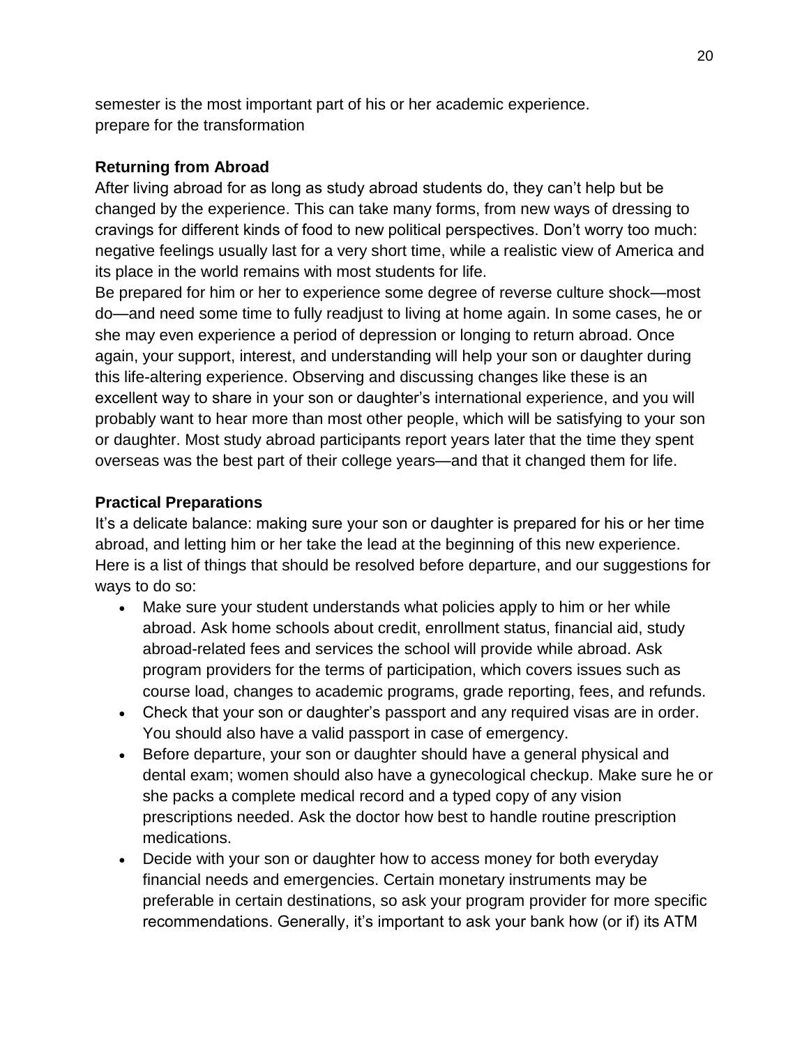semester is the most important part of his or her academic experience.
prepare for the transformation

**Returning from Abroad**

After living abroad for as long as study abroad students do, they can't help but be changed by the experience. This can take many forms, from new ways of dressing to cravings for different kinds of food to new political perspectives. Don't worry too much: negative feelings usually last for a very short time, while a realistic view of America and its place in the world remains with most students for life.

Be prepared for him or her to experience some degree of reverse culture shock—most do—and need some time to fully readjust to living at home again. In some cases, he or she may even experience a period of depression or longing to return abroad. Once again, your support, interest, and understanding will help your son or daughter during this life-altering experience. Observing and discussing changes like these is an excellent way to share in your son or daughter's international experience, and you will probably want to hear more than most other people, which will be satisfying to your son or daughter. Most study abroad participants report years later that the time they spent overseas was the best part of their college years—and that it changed them for life.

**Practical Preparations**

It's a delicate balance: making sure your son or daughter is prepared for his or her time abroad, and letting him or her take the lead at the beginning of this new experience. Here is a list of things that should be resolved before departure, and our suggestions for ways to do so:

- Make sure your student understands what policies apply to him or her while abroad. Ask home schools about credit, enrollment status, financial aid, study abroad-related fees and services the school will provide while abroad. Ask program providers for the terms of participation, which covers issues such as course load, changes to academic programs, grade reporting, fees, and refunds.
- Check that your son or daughter's passport and any required visas are in order. You should also have a valid passport in case of emergency.
- Before departure, your son or daughter should have a general physical and dental exam; women should also have a gynecological checkup. Make sure he or she packs a complete medical record and a typed copy of any vision prescriptions needed. Ask the doctor how best to handle routine prescription medications.
- Decide with your son or daughter how to access money for both everyday financial needs and emergencies. Certain monetary instruments may be preferable in certain destinations, so ask your program provider for more specific recommendations. Generally, it's important to ask your bank how (or if) its ATM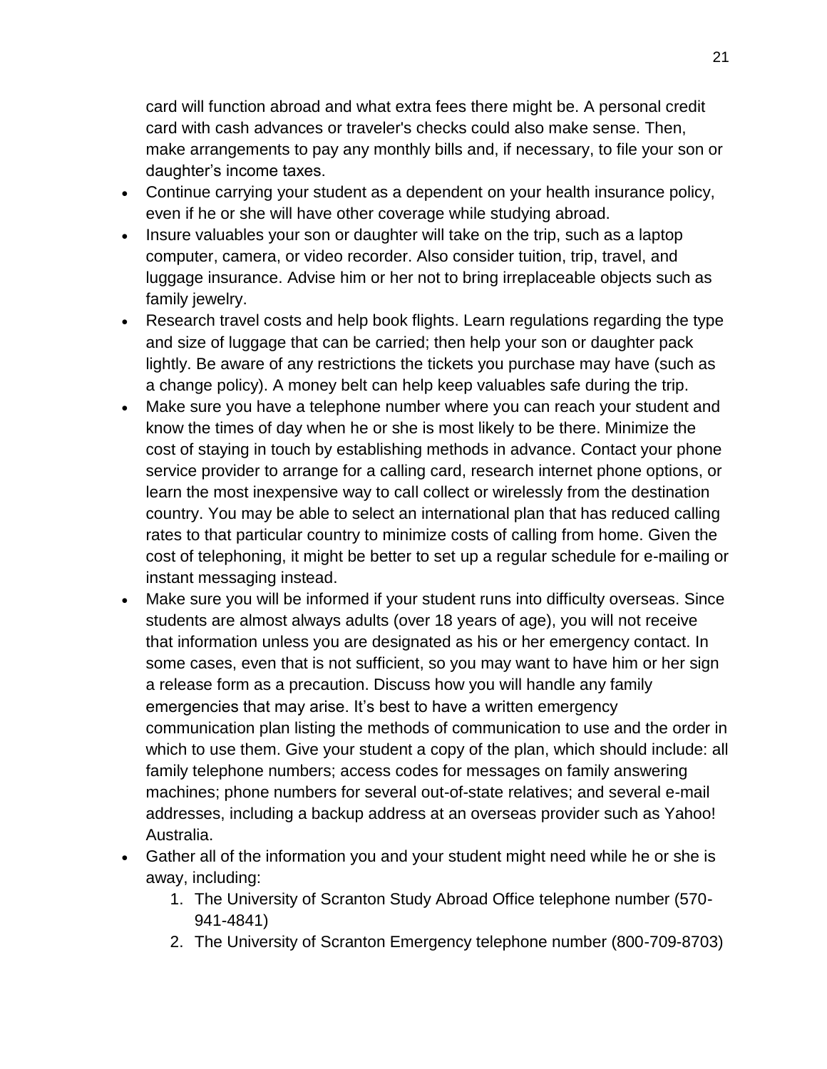card will function abroad and what extra fees there might be. A personal credit card with cash advances or traveler's checks could also make sense. Then, make arrangements to pay any monthly bills and, if necessary, to file your son or daughter's income taxes.

- Continue carrying your student as a dependent on your health insurance policy, even if he or she will have other coverage while studying abroad.
- Insure valuables your son or daughter will take on the trip, such as a laptop computer, camera, or video recorder. Also consider tuition, trip, travel, and luggage insurance. Advise him or her not to bring irreplaceable objects such as family jewelry.
- Research travel costs and help book flights. Learn regulations regarding the type and size of luggage that can be carried; then help your son or daughter pack lightly. Be aware of any restrictions the tickets you purchase may have (such as a change policy). A money belt can help keep valuables safe during the trip.
- Make sure you have a telephone number where you can reach your student and know the times of day when he or she is most likely to be there. Minimize the cost of staying in touch by establishing methods in advance. Contact your phone service provider to arrange for a calling card, research internet phone options, or learn the most inexpensive way to call collect or wirelessly from the destination country. You may be able to select an international plan that has reduced calling rates to that particular country to minimize costs of calling from home. Given the cost of telephoning, it might be better to set up a regular schedule for e-mailing or instant messaging instead.
- Make sure you will be informed if your student runs into difficulty overseas. Since students are almost always adults (over 18 years of age), you will not receive that information unless you are designated as his or her emergency contact. In some cases, even that is not sufficient, so you may want to have him or her sign a release form as a precaution. Discuss how you will handle any family emergencies that may arise. It's best to have a written emergency communication plan listing the methods of communication to use and the order in which to use them. Give your student a copy of the plan, which should include: all family telephone numbers; access codes for messages on family answering machines; phone numbers for several out-of-state relatives; and several e-mail addresses, including a backup address at an overseas provider such as Yahoo! Australia.
- Gather all of the information you and your student might need while he or she is away, including:
    1. The University of Scranton Study Abroad Office telephone number (570-941-4841)
    2. The University of Scranton Emergency telephone number (800-709-8703)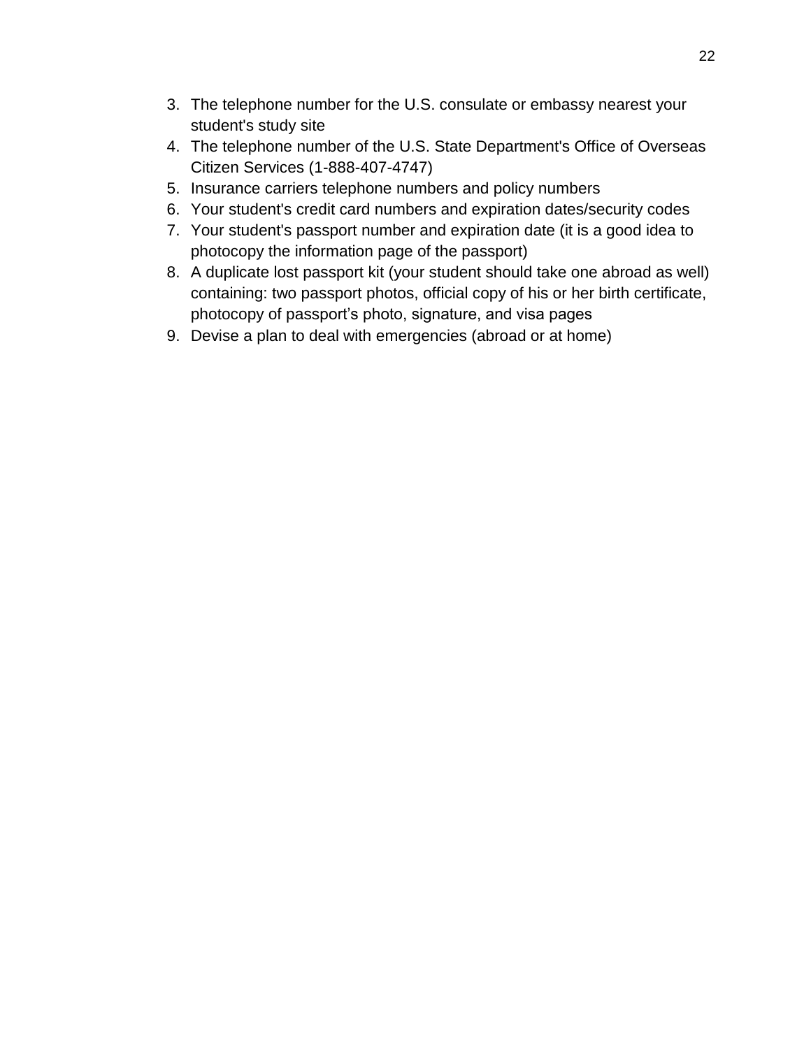3. The telephone number for the U.S. consulate or embassy nearest your student's study site
4. The telephone number of the U.S. State Department's Office of Overseas Citizen Services (1-888-407-4747)
5. Insurance carriers telephone numbers and policy numbers
6. Your student's credit card numbers and expiration dates/security codes
7. Your student's passport number and expiration date (it is a good idea to photocopy the information page of the passport)
8. A duplicate lost passport kit (your student should take one abroad as well) containing: two passport photos, official copy of his or her birth certificate, photocopy of passport's photo, signature, and visa pages
9. Devise a plan to deal with emergencies (abroad or at home)